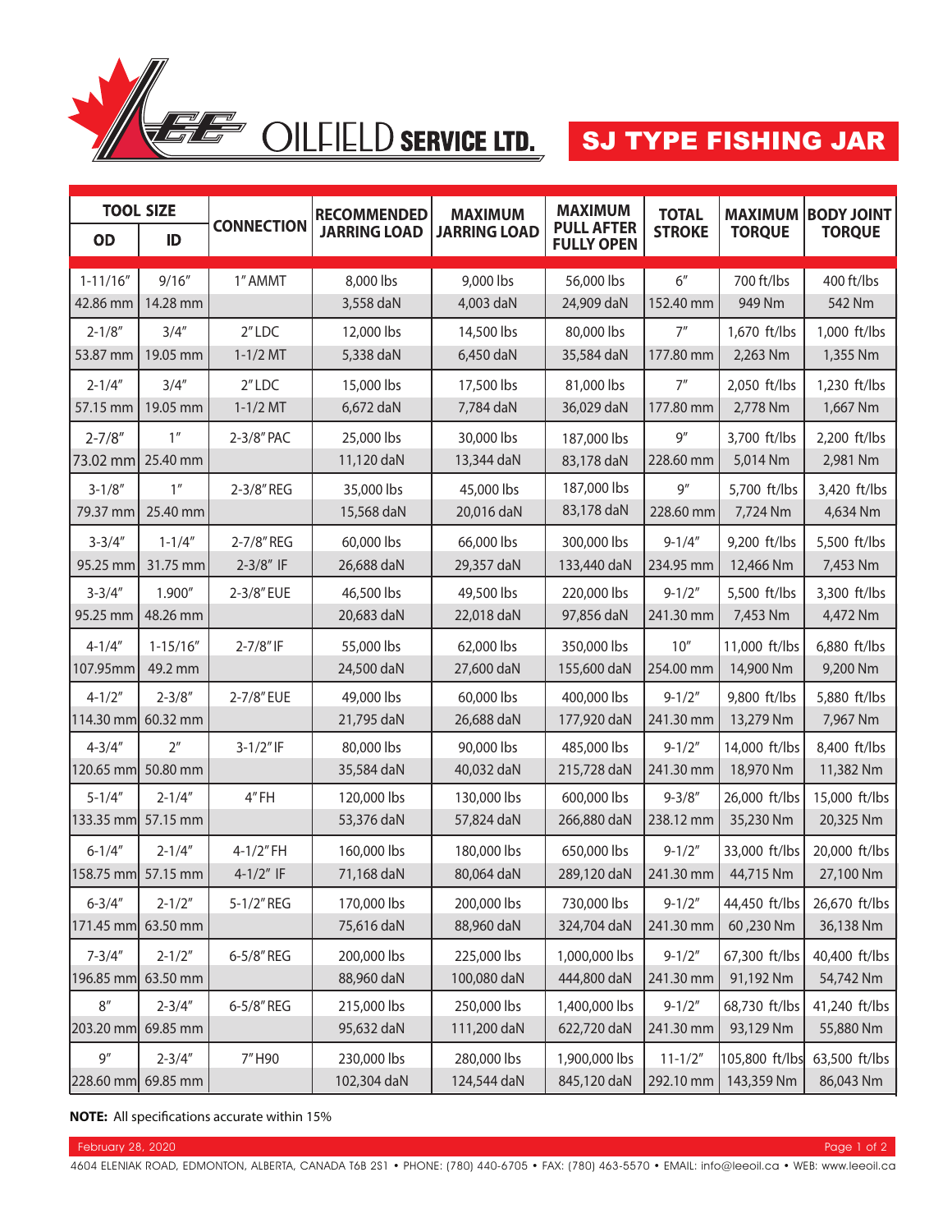# LEE OILFIELD SERVICE LTD.

## SJ TYPE FISHING JAR

| TOOL SIZE | | CONNECTION | RECOMMENDED JARRING LOAD | MAXIMUM JARRING LOAD | MAXIMUM PULL AFTER FULLY OPEN | TOTAL STROKE | MAXIMUM TORQUE | BODY JOINT TORQUE |
|---|---|---|---|---|---|---|---|---|
| OD | ID | | | | | | | |
| 1-11/16″ | 9/16″ | 1″ AMMT | 8,000 lbs | 9,000 lbs | 56,000 lbs | 6″ | 700 ft/lbs | 400 ft/lbs |
| 42.86 mm | 14.28 mm | | 3,558 daN | 4,003 daN | 24,909 daN | 152.40 mm | 949 Nm | 542 Nm |
| 2-1/8″ | 3/4″ | 2″ LDC | 12,000 lbs | 14,500 lbs | 80,000 lbs | 7″ | 1,670 ft/lbs | 1,000 ft/lbs |
| 53.87 mm | 19.05 mm | 1-1/2 MT | 5,338 daN | 6,450 daN | 35,584 daN | 177.80 mm | 2,263 Nm | 1,355 Nm |
| 2-1/4″ | 3/4″ | 2″ LDC | 15,000 lbs | 17,500 lbs | 81,000 lbs | 7″ | 2,050 ft/lbs | 1,230 ft/lbs |
| 57.15 mm | 19.05 mm | 1-1/2 MT | 6,672 daN | 7,784 daN | 36,029 daN | 177.80 mm | 2,778 Nm | 1,667 Nm |
| 2-7/8″ | 1″ | 2-3/8″ PAC | 25,000 lbs | 30,000 lbs | 187,000 lbs | 9″ | 3,700 ft/lbs | 2,200 ft/lbs |
| 73.02 mm | 25.40 mm | | 11,120 daN | 13,344 daN | 83,178 daN | 228.60 mm | 5,014 Nm | 2,981 Nm |
| 3-1/8″ | 1″ | 2-3/8″ REG | 35,000 lbs | 45,000 lbs | 187,000 lbs | 9″ | 5,700 ft/lbs | 3,420 ft/lbs |
| 79.37 mm | 25.40 mm | | 15,568 daN | 20,016 daN | 83,178 daN | 228.60 mm | 7,724 Nm | 4,634 Nm |
| 3-3/4″ | 1-1/4″ | 2-7/8″ REG | 60,000 lbs | 66,000 lbs | 300,000 lbs | 9-1/4″ | 9,200 ft/lbs | 5,500 ft/lbs |
| 95.25 mm | 31.75 mm | 2-3/8″ IF | 26,688 daN | 29,357 daN | 133,440 daN | 234.95 mm | 12,466 Nm | 7,453 Nm |
| 3-3/4″ | 1.900″ | 2-3/8″ EUE | 46,500 lbs | 49,500 lbs | 220,000 lbs | 9-1/2″ | 5,500 ft/lbs | 3,300 ft/lbs |
| 95.25 mm | 48.26 mm | | 20,683 daN | 22,018 daN | 97,856 daN | 241.30 mm | 7,453 Nm | 4,472 Nm |
| 4-1/4″ | 1-15/16″ | 2-7/8″ IF | 55,000 lbs | 62,000 lbs | 350,000 lbs | 10″ | 11,000 ft/lbs | 6,880 ft/lbs |
| 107.95mm | 49.2 mm | | 24,500 daN | 27,600 daN | 155,600 daN | 254.00 mm | 14,900 Nm | 9,200 Nm |
| 4-1/2″ | 2-3/8″ | 2-7/8″ EUE | 49,000 lbs | 60,000 lbs | 400,000 lbs | 9-1/2″ | 9,800 ft/lbs | 5,880 ft/lbs |
| 114.30 mm | 60.32 mm | | 21,795 daN | 26,688 daN | 177,920 daN | 241.30 mm | 13,279 Nm | 7,967 Nm |
| 4-3/4″ | 2″ | 3-1/2″ IF | 80,000 lbs | 90,000 lbs | 485,000 lbs | 9-1/2″ | 14,000 ft/lbs | 8,400 ft/lbs |
| 120.65 mm | 50.80 mm | | 35,584 daN | 40,032 daN | 215,728 daN | 241.30 mm | 18,970 Nm | 11,382 Nm |
| 5-1/4″ | 2-1/4″ | 4″ FH | 120,000 lbs | 130,000 lbs | 600,000 lbs | 9-3/8″ | 26,000 ft/lbs | 15,000 ft/lbs |
| 133.35 mm | 57.15 mm | | 53,376 daN | 57,824 daN | 266,880 daN | 238.12 mm | 35,230 Nm | 20,325 Nm |
| 6-1/4″ | 2-1/4″ | 4-1/2″ FH | 160,000 lbs | 180,000 lbs | 650,000 lbs | 9-1/2″ | 33,000 ft/lbs | 20,000 ft/lbs |
| 158.75 mm | 57.15 mm | 4-1/2″ IF | 71,168 daN | 80,064 daN | 289,120 daN | 241.30 mm | 44,715 Nm | 27,100 Nm |
| 6-3/4″ | 2-1/2″ | 5-1/2″ REG | 170,000 lbs | 200,000 lbs | 730,000 lbs | 9-1/2″ | 44,450 ft/lbs | 26,670 ft/lbs |
| 171.45 mm | 63.50 mm | | 75,616 daN | 88,960 daN | 324,704 daN | 241.30 mm | 60 ,230 Nm | 36,138 Nm |
| 7-3/4″ | 2-1/2″ | 6-5/8″ REG | 200,000 lbs | 225,000 lbs | 1,000,000 lbs | 9-1/2″ | 67,300 ft/lbs | 40,400 ft/lbs |
| 196.85 mm | 63.50 mm | | 88,960 daN | 100,080 daN | 444,800 daN | 241.30 mm | 91,192 Nm | 54,742 Nm |
| 8″ | 2-3/4″ | 6-5/8″ REG | 215,000 lbs | 250,000 lbs | 1,400,000 lbs | 9-1/2″ | 68,730 ft/lbs | 41,240 ft/lbs |
| 203.20 mm | 69.85 mm | | 95,632 daN | 111,200 daN | 622,720 daN | 241.30 mm | 93,129 Nm | 55,880 Nm |
| 9″ | 2-3/4″ | 7″ H90 | 230,000 lbs | 280,000 lbs | 1,900,000 lbs | 11-1/2″ | 105,800 ft/lbs | 63,500 ft/lbs |
| 228.60 mm | 69.85 mm | | 102,304 daN | 124,544 daN | 845,120 daN | 292.10 mm | 143,359 Nm | 86,043 Nm |

**NOTE:** All specifications accurate within 15%

February 28, 2020

4604 ELENIAK ROAD, EDMONTON, ALBERTA, CANADA T6B 2S1 • PHONE: (780) 440-6705 • FAX: (780) 463-5570 • EMAIL: info@leeoil.ca • WEB: www.leeoil.ca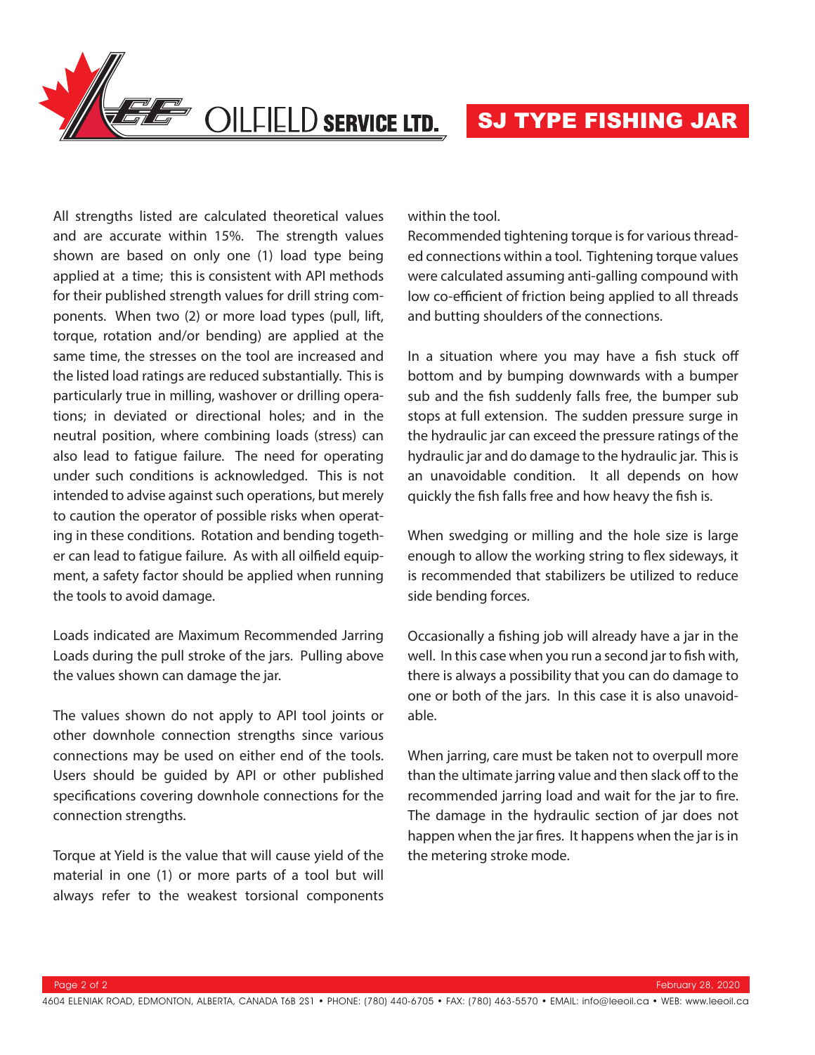# SJ TYPE FISHING JAR

All strengths listed are calculated theoretical values and are accurate within 15%. The strength values shown are based on only one (1) load type being applied at a time; this is consistent with API methods for their published strength values for drill string components. When two (2) or more load types (pull, lift, torque, rotation and/or bending) are applied at the same time, the stresses on the tool are increased and the listed load ratings are reduced substantially. This is particularly true in milling, washover or drilling operations; in deviated or directional holes; and in the neutral position, where combining loads (stress) can also lead to fatigue failure. The need for operating under such conditions is acknowledged. This is not intended to advise against such operations, but merely to caution the operator of possible risks when operating in these conditions. Rotation and bending together can lead to fatigue failure. As with all oilfield equipment, a safety factor should be applied when running the tools to avoid damage.

Loads indicated are Maximum Recommended Jarring Loads during the pull stroke of the jars. Pulling above the values shown can damage the jar.

The values shown do not apply to API tool joints or other downhole connection strengths since various connections may be used on either end of the tools. Users should be guided by API or other published specifications covering downhole connections for the connection strengths.

Torque at Yield is the value that will cause yield of the material in one (1) or more parts of a tool but will always refer to the weakest torsional components within the tool.

Recommended tightening torque is for various threaded connections within a tool. Tightening torque values were calculated assuming anti-galling compound with low co-efficient of friction being applied to all threads and butting shoulders of the connections.

In a situation where you may have a fish stuck off bottom and by bumping downwards with a bumper sub and the fish suddenly falls free, the bumper sub stops at full extension. The sudden pressure surge in the hydraulic jar can exceed the pressure ratings of the hydraulic jar and do damage to the hydraulic jar. This is an unavoidable condition. It all depends on how quickly the fish falls free and how heavy the fish is.

When swedging or milling and the hole size is large enough to allow the working string to flex sideways, it is recommended that stabilizers be utilized to reduce side bending forces.

Occasionally a fishing job will already have a jar in the well. In this case when you run a second jar to fish with, there is always a possibility that you can do damage to one or both of the jars. In this case it is also unavoidable.

When jarring, care must be taken not to overpull more than the ultimate jarring value and then slack off to the recommended jarring load and wait for the jar to fire. The damage in the hydraulic section of jar does not happen when the jar fires. It happens when the jar is in the metering stroke mode.

4604 ELENIAK ROAD, EDMONTON, ALBERTA, CANADA T6B 2S1 • PHONE: (780) 440-6705 • FAX: (780) 463-5570 • EMAIL: info@leeoil.ca • WEB: www.leeoil.ca